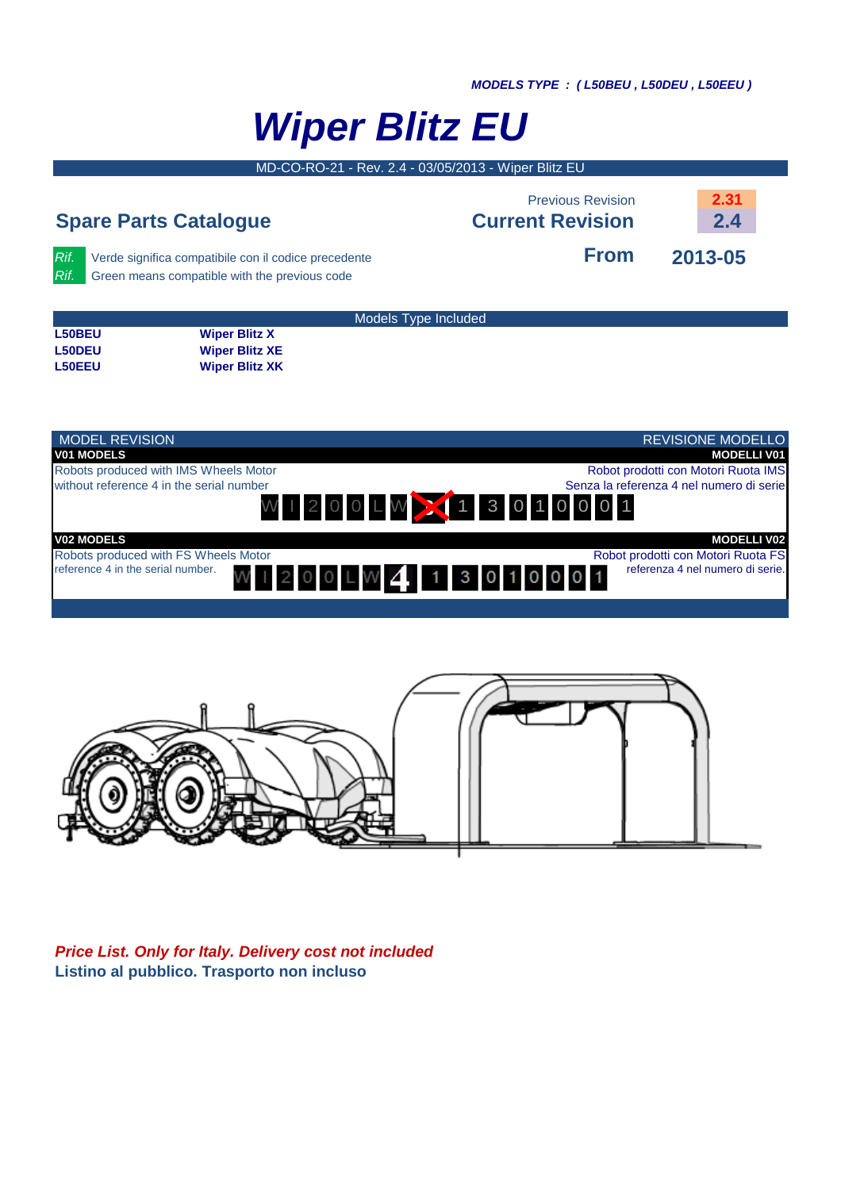***MODELS TYPE : ( L50BEU , L50DEU , L50EEU )***

# *Wiper Blitz EU*

MD-CO-RO-21 - Rev. 2.4 - 03/05/2013 - Wiper Blitz EU

## Spare Parts Catalogue

| | |
|---|---|
| Previous Revision | 2.31 |
| **Current Revision** | **2.4** |
| **From** | **2013-05** |

*Rif.* Verde significa compatibile con il codice precedente
*Rif.* Green means compatible with the previous code

**Models Type Included**

| | |
|---|---|
| **L50BEU** | **Wiper Blitz X** |
| **L50DEU** | **Wiper Blitz XE** |
| **L50EEU** | **Wiper Blitz XK** |

| MODEL REVISION | REVISIONE MODELLO |
|---|---|
| **V01 MODELS** | **MODELLI V01** |
| Robots produced with IMS Wheels Motor without reference 4 in the serial number | Robot prodotti con Motori Ruota IMS Senza la referenza 4 nel numero di serie |
| W I 2 0 0 L W ~~4~~ 1 3 0 1 0 0 0 1 | |
| **V02 MODELS** | **MODELLI V02** |
| Robots produced with FS Wheels Motor reference 4 in the serial number. | Robot prodotti con Motori Ruota FS referenza 4 nel numero di serie. |
| W I 2 0 0 L W 4 1 3 0 1 0 0 0 1 | |

***Price List. Only for Italy. Delivery cost not included***
**Listino al pubblico. Trasporto non incluso**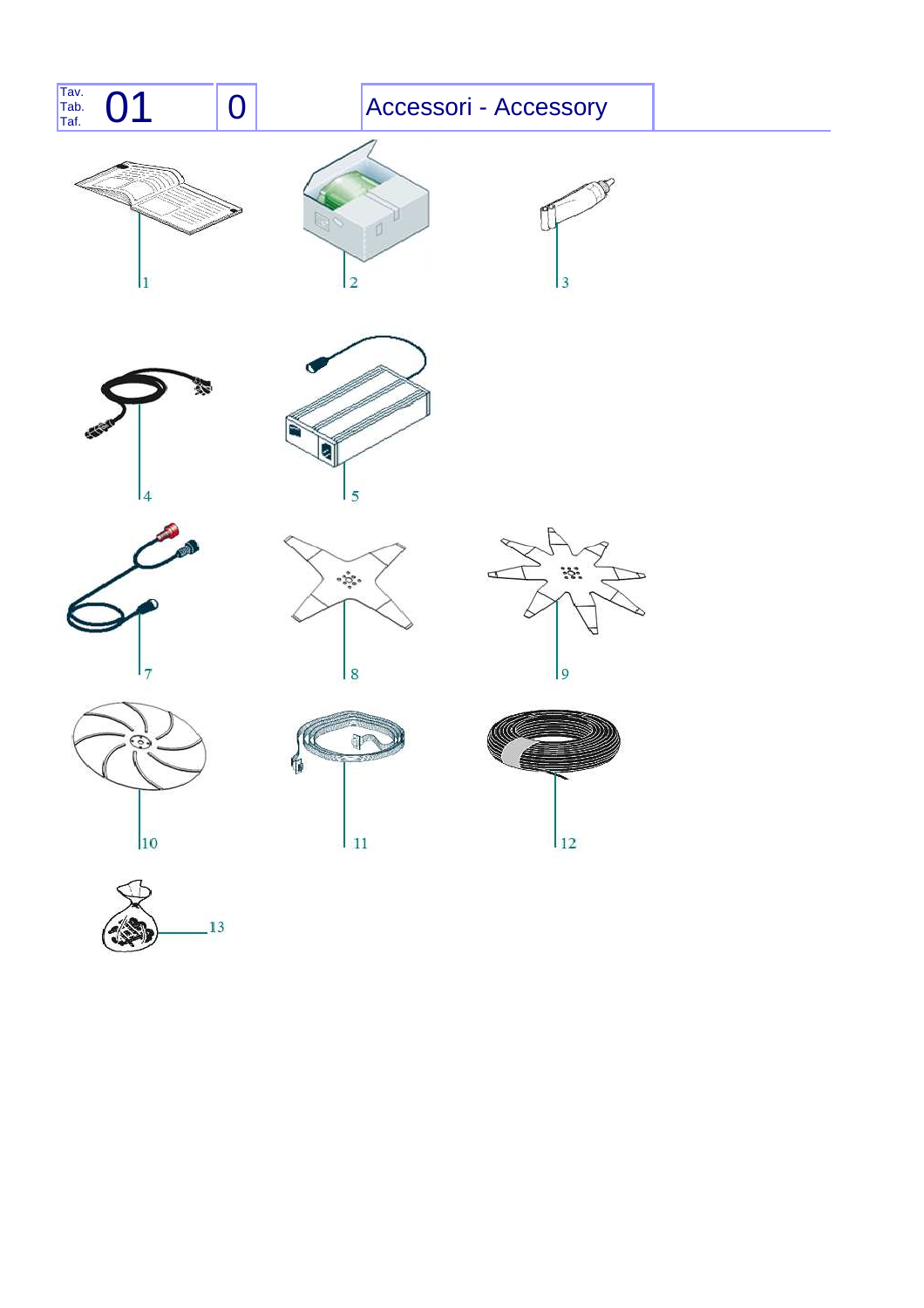| Tav. Tab. Taf. | 01 | 0 | Accessori - Accessory |
|---|---|---|---|

1

2

3

4

5

7

8

9

10

11

12

13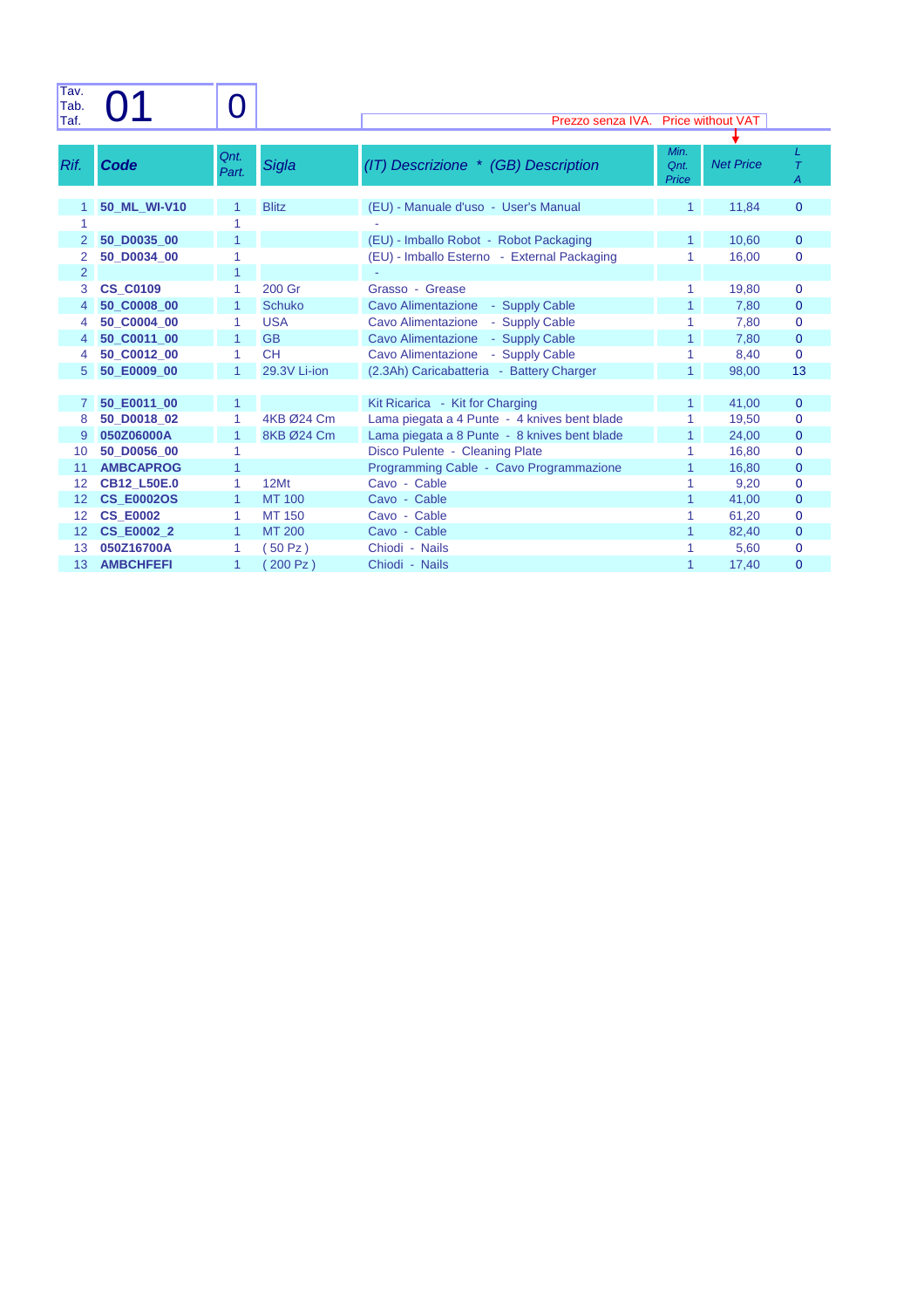| Tav. Tab. Taf. | 01 | 0 | | Prezzo senza IVA. Price without VAT | | | |
|---|---|---|---|---|---|---|---|
| *Rif.* | ***Code*** | *Qnt. Part.* | *Sigla* | *(IT) Descrizione * (GB) Description* | *Min. Qnt. Price* | *Net Price* | *L T A* |
| 1 | **50_ML_WI-V10** | 1 | Blitz | (EU) - Manuale d'uso - User's Manual | 1 | 11,84 | 0 |
| 1 | | 1 | | - | | | |
| 2 | **50_D0035_00** | 1 | | (EU) - Imballo Robot - Robot Packaging | 1 | 10,60 | 0 |
| 2 | **50_D0034_00** | 1 | | (EU) - Imballo Esterno - External Packaging | 1 | 16,00 | 0 |
| 2 | | 1 | | - | | | |
| 3 | **CS_C0109** | 1 | 200 Gr | Grasso - Grease | 1 | 19,80 | 0 |
| 4 | **50_C0008_00** | 1 | Schuko | Cavo Alimentazione - Supply Cable | 1 | 7,80 | 0 |
| 4 | **50_C0004_00** | 1 | USA | Cavo Alimentazione - Supply Cable | 1 | 7,80 | 0 |
| 4 | **50_C0011_00** | 1 | GB | Cavo Alimentazione - Supply Cable | 1 | 7,80 | 0 |
| 4 | **50_C0012_00** | 1 | CH | Cavo Alimentazione - Supply Cable | 1 | 8,40 | 0 |
| 5 | **50_E0009_00** | 1 | 29.3V Li-ion | (2.3Ah) Caricabatteria - Battery Charger | 1 | 98,00 | 13 |
| | | | | | | | |
| 7 | **50_E0011_00** | 1 | | Kit Ricarica - Kit for Charging | 1 | 41,00 | 0 |
| 8 | **50_D0018_02** | 1 | 4KB Ø24 Cm | Lama piegata a 4 Punte - 4 knives bent blade | 1 | 19,50 | 0 |
| 9 | **050Z06000A** | 1 | 8KB Ø24 Cm | Lama piegata a 8 Punte - 8 knives bent blade | 1 | 24,00 | 0 |
| 10 | **50_D0056_00** | 1 | | Disco Pulente - Cleaning Plate | 1 | 16,80 | 0 |
| 11 | **AMBCAPROG** | 1 | | Programming Cable - Cavo Programmazione | 1 | 16,80 | 0 |
| 12 | **CB12_L50E.0** | 1 | 12Mt | Cavo - Cable | 1 | 9,20 | 0 |
| 12 | **CS_E0002OS** | 1 | MT 100 | Cavo - Cable | 1 | 41,00 | 0 |
| 12 | **CS_E0002** | 1 | MT 150 | Cavo - Cable | 1 | 61,20 | 0 |
| 12 | **CS_E0002_2** | 1 | MT 200 | Cavo - Cable | 1 | 82,40 | 0 |
| 13 | **050Z16700A** | 1 | ( 50 Pz ) | Chiodi - Nails | 1 | 5,60 | 0 |
| 13 | **AMBCHFEFI** | 1 | ( 200 Pz ) | Chiodi - Nails | 1 | 17,40 | 0 |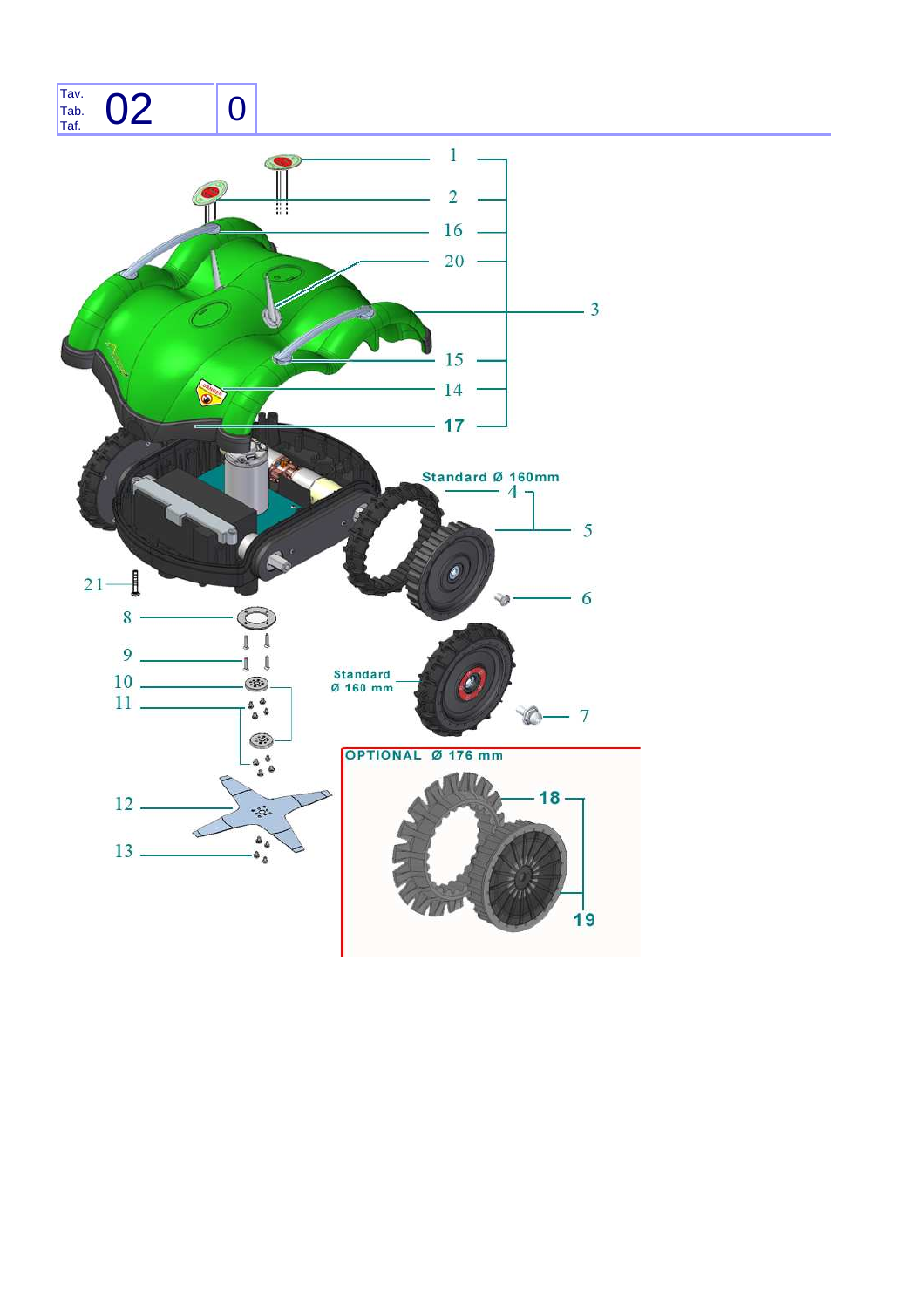| Tav. Tab. Taf. | 02 | 0 |
| --- | --- | --- |

Standard Ø 160mm

Standard Ø 160 mm

OPTIONAL Ø 176 mm

1, 2, 3, 4, 5, 6, 7, 8, 9, 10, 11, 12, 13, 14, 15, 16, 17, 18, 19, 20, 21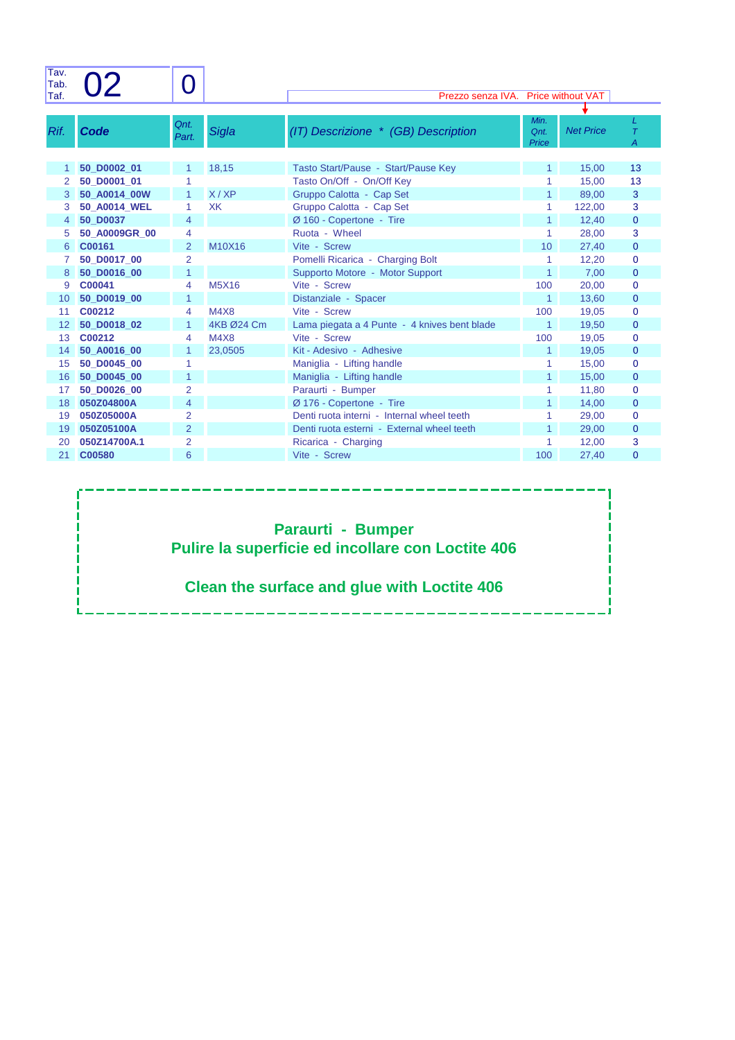| Tav. Tab. Taf. | 02 | 0 |
|---|---|---|

Prezzo senza IVA. Price without VAT

| Rif. | Code | Qnt. Part. | Sigla | (IT) Descrizione * (GB) Description | Min. Qnt. Price | Net Price | L T A |
|---|---|---|---|---|---|---|---|
| 1 | 50_D0002_01 | 1 | 18,15 | Tasto Start/Pause - Start/Pause Key | 1 | 15,00 | 13 |
| 2 | 50_D0001_01 | 1 | | Tasto On/Off - On/Off Key | 1 | 15,00 | 13 |
| 3 | 50_A0014_00W | 1 | X / XP | Gruppo Calotta - Cap Set | 1 | 89,00 | 3 |
| 3 | 50_A0014_WEL | 1 | XK | Gruppo Calotta - Cap Set | 1 | 122,00 | 3 |
| 4 | 50_D0037 | 4 | | Ø 160 - Copertone - Tire | 1 | 12,40 | 0 |
| 5 | 50_A0009GR_00 | 4 | | Ruota - Wheel | 1 | 28,00 | 3 |
| 6 | C00161 | 2 | M10X16 | Vite - Screw | 10 | 27,40 | 0 |
| 7 | 50_D0017_00 | 2 | | Pomelli Ricarica - Charging Bolt | 1 | 12,20 | 0 |
| 8 | 50_D0016_00 | 1 | | Supporto Motore - Motor Support | 1 | 7,00 | 0 |
| 9 | C00041 | 4 | M5X16 | Vite - Screw | 100 | 20,00 | 0 |
| 10 | 50_D0019_00 | 1 | | Distanziale - Spacer | 1 | 13,60 | 0 |
| 11 | C00212 | 4 | M4X8 | Vite - Screw | 100 | 19,05 | 0 |
| 12 | 50_D0018_02 | 1 | 4KB Ø24 Cm | Lama piegata a 4 Punte - 4 knives bent blade | 1 | 19,50 | 0 |
| 13 | C00212 | 4 | M4X8 | Vite - Screw | 100 | 19,05 | 0 |
| 14 | 50_A0016_00 | 1 | 23,0505 | Kit - Adesivo - Adhesive | 1 | 19,05 | 0 |
| 15 | 50_D0045_00 | 1 | | Maniglia - Lifting handle | 1 | 15,00 | 0 |
| 16 | 50_D0045_00 | 1 | | Maniglia - Lifting handle | 1 | 15,00 | 0 |
| 17 | 50_D0026_00 | 2 | | Paraurti - Bumper | 1 | 11,80 | 0 |
| 18 | 050Z04800A | 4 | | Ø 176 - Copertone - Tire | 1 | 14,00 | 0 |
| 19 | 050Z05000A | 2 | | Denti ruota interni - Internal wheel teeth | 1 | 29,00 | 0 |
| 19 | 050Z05100A | 2 | | Denti ruota esterni - External wheel teeth | 1 | 29,00 | 0 |
| 20 | 050Z14700A.1 | 2 | | Ricarica - Charging | 1 | 12,00 | 3 |
| 21 | C00580 | 6 | | Vite - Screw | 100 | 27,40 | 0 |

**Paraurti - Bumper**
**Pulire la superficie ed incollare con Loctite 406**

**Clean the surface and glue with Loctite 406**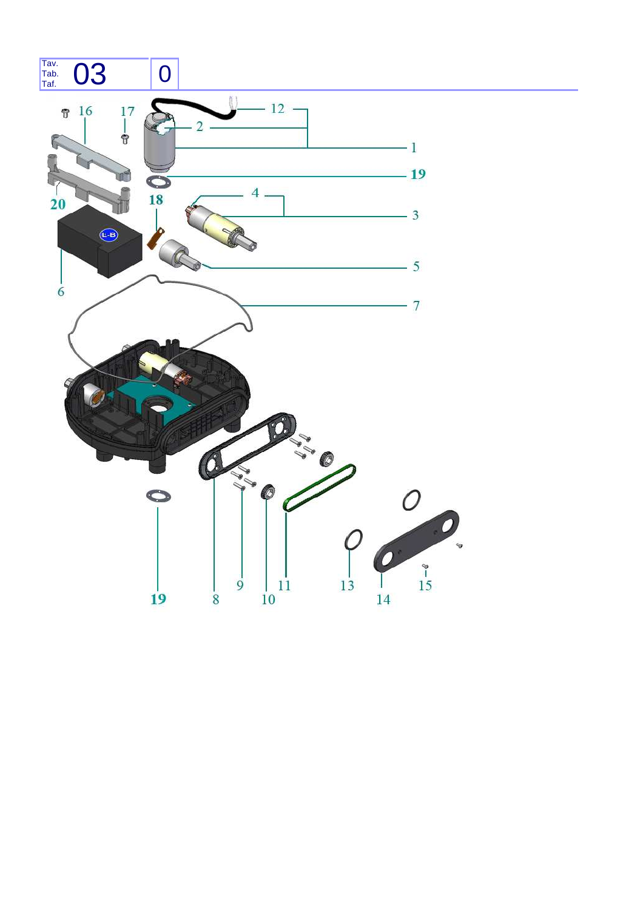| Tav. Tab. Taf. | 03 | 0 |
| --- | --- | --- |

16 17 12 2 1 19 20 18 4 3 5 6 7 8 9 10 11 13 14 15 19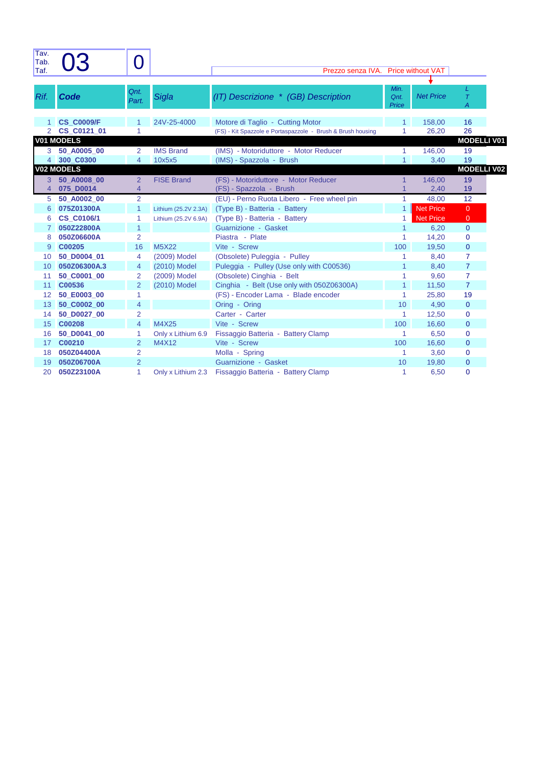| Tav. Tab. Taf. | 03 | 0 | | Prezzo senza IVA. Price without VAT | | | |
|---|---|---|---|---|---|---|---|
| **Rif.** | **Code** | **Qnt. Part.** | **Sigla** | **(IT) Descrizione * (GB) Description** | **Min. Qnt. Price** | **Net Price** | **L T A** |
| 1 | **CS_C0009/F** | 1 | 24V-25-4000 | Motore di Taglio - Cutting Motor | 1 | 158,00 | 16 |
| 2 | **CS_C0121_01** | 1 | | (FS) - Kit Spazzole e Portaspazzole - Brush & Brush housing | 1 | 26,20 | 26 |
| **V01 MODELS** | | | | | | | **MODELLI V01** |
| 3 | **50_A0005_00** | 2 | IMS Brand | (IMS) - Motoriduttore - Motor Reducer | 1 | 146,00 | 19 |
| 4 | **300_C0300** | 4 | 10x5x5 | (IMS) - Spazzola - Brush | 1 | 3,40 | 19 |
| **V02 MODELS** | | | | | | | **MODELLI V02** |
| 3 | **50_A0008_00** | 2 | FISE Brand | (FS) - Motoriduttore - Motor Reducer | 1 | 146,00 | 19 |
| 4 | **075_D0014** | 4 | | (FS) - Spazzola - Brush | 1 | 2,40 | 19 |
| 5 | **50_A0002_00** | 2 | | (EU) - Perno Ruota Libero - Free wheel pin | 1 | 48,00 | 12 |
| 6 | **075Z01300A** | 1 | Lithium (25.2V 2.3A) | (Type B) - Batteria - Battery | 1 | Net Price | 0 |
| 6 | **CS_C0106/1** | 1 | Lithium (25.2V 6.9A) | (Type B) - Batteria - Battery | 1 | Net Price | 0 |
| 7 | **050Z22800A** | 1 | | Guarnizione - Gasket | 1 | 6,20 | 0 |
| 8 | **050Z06600A** | 2 | | Piastra - Plate | 1 | 14,20 | 0 |
| 9 | **C00205** | 16 | M5X22 | Vite - Screw | 100 | 19,50 | 0 |
| 10 | **50_D0004_01** | 4 | (2009) Model | (Obsolete) Puleggia - Pulley | 1 | 8,40 | 7 |
| 10 | **050Z06300A.3** | 4 | (2010) Model | Puleggia - Pulley (Use only with C00536) | 1 | 8,40 | 7 |
| 11 | **50_C0001_00** | 2 | (2009) Model | (Obsolete) Cinghia - Belt | 1 | 9,60 | 7 |
| 11 | **C00536** | 2 | (2010) Model | Cinghia - Belt (Use only with 050Z06300A) | 1 | 11,50 | 7 |
| 12 | **50_E0003_00** | 1 | | (FS) - Encoder Lama - Blade encoder | 1 | 25,80 | 19 |
| 13 | **50_C0002_00** | 4 | | Oring - Oring | 10 | 4,90 | 0 |
| 14 | **50_D0027_00** | 2 | | Carter - Carter | 1 | 12,50 | 0 |
| 15 | **C00208** | 4 | M4X25 | Vite - Screw | 100 | 16,60 | 0 |
| 16 | **50_D0041_00** | 1 | Only x Lithium 6.9 | Fissaggio Batteria - Battery Clamp | 1 | 6,50 | 0 |
| 17 | **C00210** | 2 | M4X12 | Vite - Screw | 100 | 16,60 | 0 |
| 18 | **050Z04400A** | 2 | | Molla - Spring | 1 | 3,60 | 0 |
| 19 | **050Z06700A** | 2 | | Guarnizione - Gasket | 10 | 19,80 | 0 |
| 20 | **050Z23100A** | 1 | Only x Lithium 2.3 | Fissaggio Batteria - Battery Clamp | 1 | 6,50 | 0 |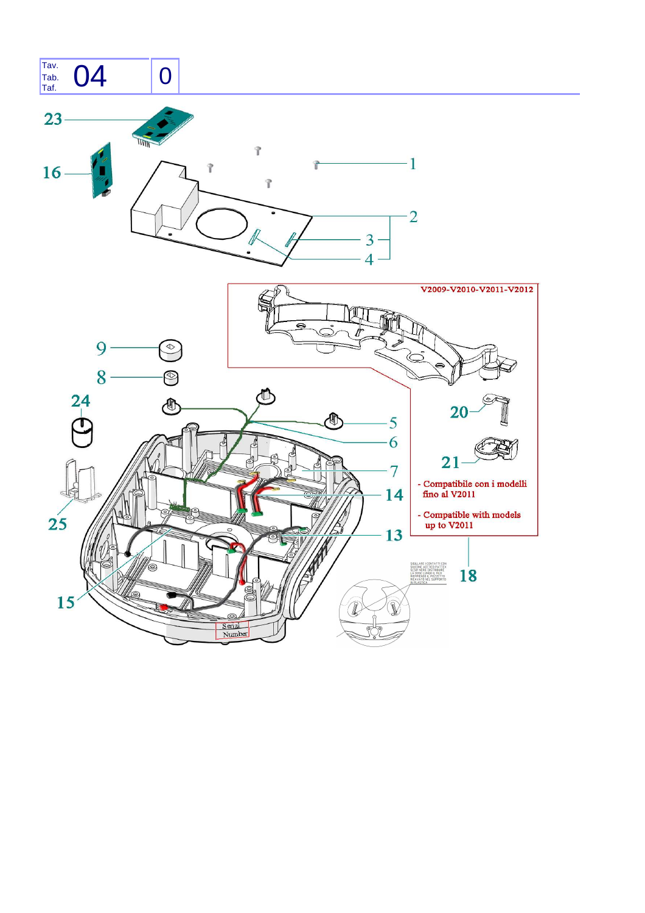| Tav. Tab. Taf. | 04 | 0 |
|---|---|---|

23

16

1

2

3

4

V2009-V2010-V2011-V2012

9

8

24

5

6

7

14

13

25

15

20

21

- Compatibile con i modelli fino al V2011

- Compatible with models up to V2011

18

Serial Number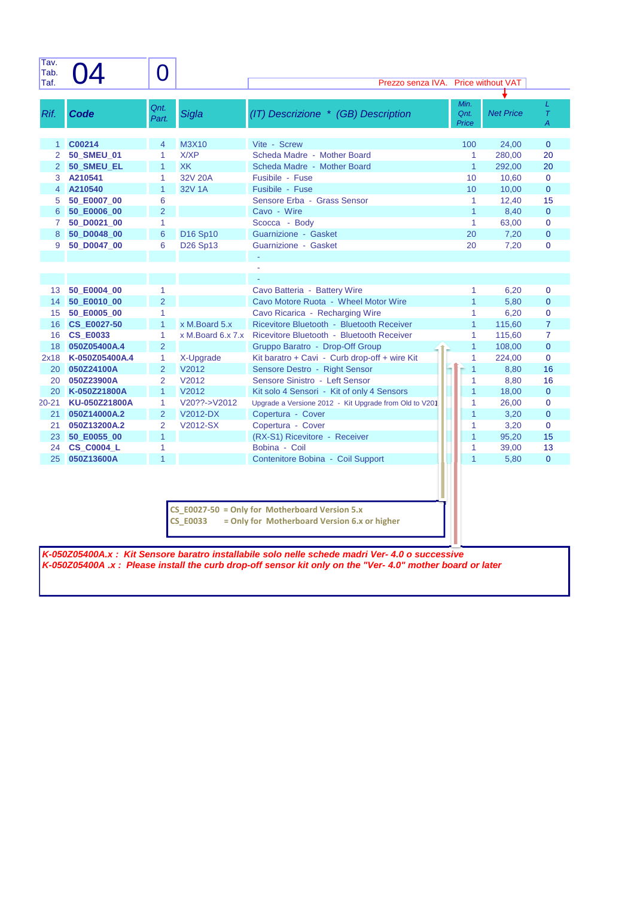| Tav. Tab. Taf. | 04 | 0 | | Prezzo senza IVA. Price without VAT | | | |
|---|---|---|---|---|---|---|---|
| **Rif.** | **Code** | **Qnt. Part.** | **Sigla** | **(IT) Descrizione * (GB) Description** | **Min. Qnt. Price** | **Net Price** | **L T A** |
| 1 | **C00214** | 4 | M3X10 | Vite - Screw | 100 | 24,00 | 0 |
| 2 | **50_SMEU_01** | 1 | X/XP | Scheda Madre - Mother Board | 1 | 280,00 | 20 |
| 2 | **50_SMEU_EL** | 1 | XK | Scheda Madre - Mother Board | 1 | 292,00 | 20 |
| 3 | **A210541** | 1 | 32V 20A | Fusibile - Fuse | 10 | 10,60 | 0 |
| 4 | **A210540** | 1 | 32V 1A | Fusibile - Fuse | 10 | 10,00 | 0 |
| 5 | **50_E0007_00** | 6 | | Sensore Erba - Grass Sensor | 1 | 12,40 | 15 |
| 6 | **50_E0006_00** | 2 | | Cavo - Wire | 1 | 8,40 | 0 |
| 7 | **50_D0021_00** | 1 | | Scocca - Body | 1 | 63,00 | 0 |
| 8 | **50_D0048_00** | 6 | D16 Sp10 | Guarnizione - Gasket | 20 | 7,20 | 0 |
| 9 | **50_D0047_00** | 6 | D26 Sp13 | Guarnizione - Gasket | 20 | 7,20 | 0 |
| | | | | - | | | |
| | | | | - | | | |
| | | | | - | | | |
| 13 | **50_E0004_00** | 1 | | Cavo Batteria - Battery Wire | 1 | 6,20 | 0 |
| 14 | **50_E0010_00** | 2 | | Cavo Motore Ruota - Wheel Motor Wire | 1 | 5,80 | 0 |
| 15 | **50_E0005_00** | 1 | | Cavo Ricarica - Recharging Wire | 1 | 6,20 | 0 |
| 16 | **CS_E0027-50** | 1 | x M.Board 5.x | Ricevitore Bluetooth - Bluetooth Receiver | 1 | 115,60 | 7 |
| 16 | **CS_E0033** | 1 | x M.Board 6.x 7.x | Ricevitore Bluetooth - Bluetooth Receiver | 1 | 115,60 | 7 |
| 18 | **050Z05400A.4** | 2 | | Gruppo Baratro - Drop-Off Group | 1 | 108,00 | 0 |
| 2x18 | **K-050Z05400A.4** | 1 | X-Upgrade | Kit baratro + Cavi - Curb drop-off + wire Kit | 1 | 224,00 | 0 |
| 20 | **050Z24100A** | 2 | V2012 | Sensore Destro - Right Sensor | 1 | 8,80 | 16 |
| 20 | **050Z23900A** | 2 | V2012 | Sensore Sinistro - Left Sensor | 1 | 8,80 | 16 |
| 20 | **K-050Z21800A** | 1 | V2012 | Kit solo 4 Sensori - Kit of only 4 Sensors | 1 | 18,00 | 0 |
| 20-21 | **KU-050Z21800A** | 1 | V20??->V2012 | Upgrade a Versione 2012 - Kit Upgrade from Old to V201 | 1 | 26,00 | 0 |
| 21 | **050Z14000A.2** | 2 | V2012-DX | Copertura - Cover | 1 | 3,20 | 0 |
| 21 | **050Z13200A.2** | 2 | V2012-SX | Copertura - Cover | 1 | 3,20 | 0 |
| 23 | **50_E0055_00** | 1 | | (RX-S1) Ricevitore - Receiver | 1 | 95,20 | 15 |
| 24 | **CS_C0004_L** | 1 | | Bobina - Coil | 1 | 39,00 | 13 |
| 25 | **050Z13600A** | 1 | | Contenitore Bobina - Coil Support | 1 | 5,80 | 0 |

**CS_E0027-50 = Only for Motherboard Version 5.x**
**CS_E0033 = Only for Motherboard Version 6.x or higher**

***K-050Z05400A.x : Kit Sensore baratro installabile solo nelle schede madri Ver- 4.0 o successive***
***K-050Z05400A .x : Please install the curb drop-off sensor kit only on the "Ver- 4.0" mother board or later***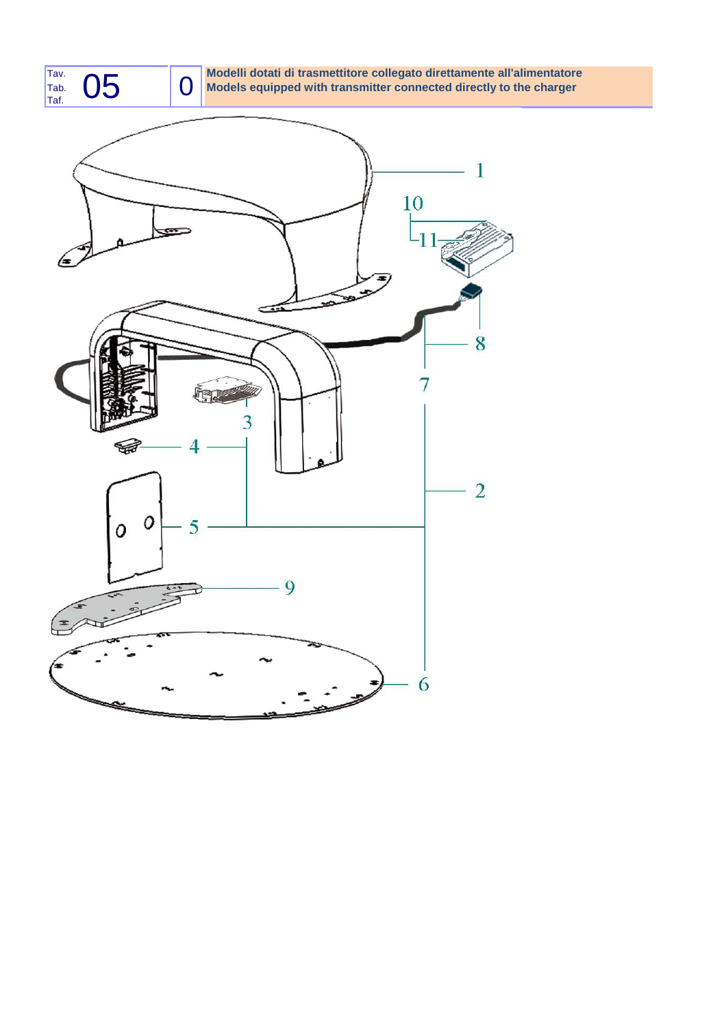| Tav. Tab. Taf. | 05 | 0 | Modelli dotati di trasmettitore collegato direttamente all'alimentatore<br>Models equipped with transmitter connected directly to the charger |
| --- | --- | --- | --- |

1

10

11

8

7

3

4

2

5

9

6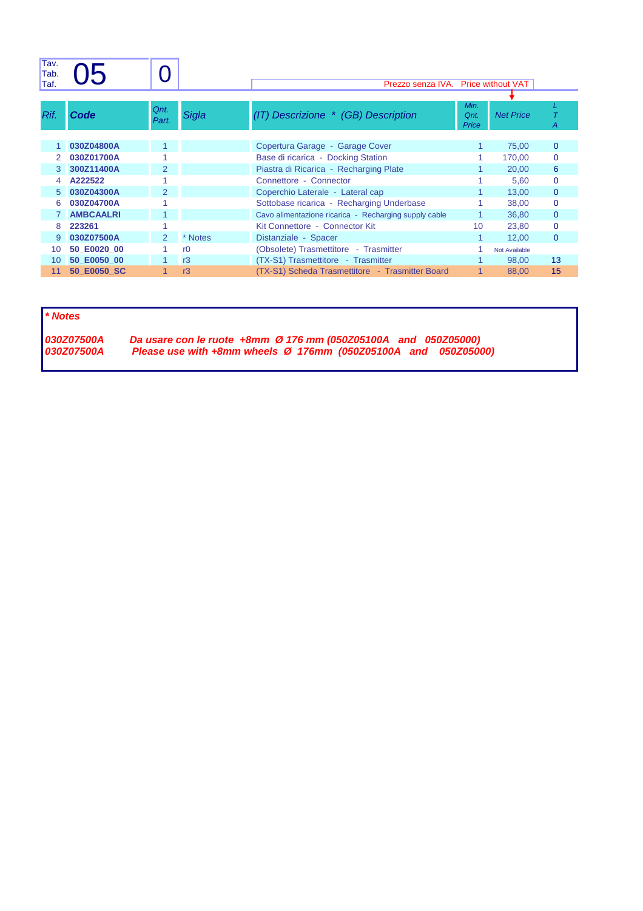| Tav. Tab. Taf. | 05 | 0 | | | | | |
|---|---|---|---|---|---|---|---|
| | | | | Prezzo senza IVA. Price without VAT | | | |

| Rif. | Code | Qnt. Part. | Sigla | (IT) Descrizione * (GB) Description | Min. Qnt. Price | Net Price | L T A |
|---|---|---|---|---|---|---|---|
| 1 | 030Z04800A | 1 | | Copertura Garage - Garage Cover | 1 | 75,00 | 0 |
| 2 | 030Z01700A | 1 | | Base di ricarica - Docking Station | 1 | 170,00 | 0 |
| 3 | 300Z11400A | 2 | | Piastra di Ricarica - Recharging Plate | 1 | 20,00 | 6 |
| 4 | A222522 | 1 | | Connettore - Connector | 1 | 5,60 | 0 |
| 5 | 030Z04300A | 2 | | Coperchio Laterale - Lateral cap | 1 | 13,00 | 0 |
| 6 | 030Z04700A | 1 | | Sottobase ricarica - Recharging Underbase | 1 | 38,00 | 0 |
| 7 | AMBCAALRI | 1 | | Cavo alimentazione ricarica - Recharging supply cable | 1 | 36,80 | 0 |
| 8 | 223261 | 1 | | Kit Connettore - Connector Kit | 10 | 23,80 | 0 |
| 9 | 030Z07500A | 2 | * Notes | Distanziale - Spacer | 1 | 12,00 | 0 |
| 10 | 50_E0020_00 | 1 | r0 | (Obsolete) Trasmettitore - Trasmitter | 1 | Not Available | |
| 10 | 50_E0050_00 | 1 | r3 | (TX-S1) Trasmettitore - Trasmitter | 1 | 98,00 | 13 |
| 11 | 50_E0050_SC | 1 | r3 | (TX-S1) Scheda Trasmettitore - Trasmitter Board | 1 | 88,00 | 15 |

***\* Notes***

***030Z07500A*** ***Da usare con le ruote +8mm Ø 176 mm (050Z05100A and 050Z05000)***
***030Z07500A*** ***Please use with +8mm wheels Ø 176mm (050Z05100A and 050Z05000)***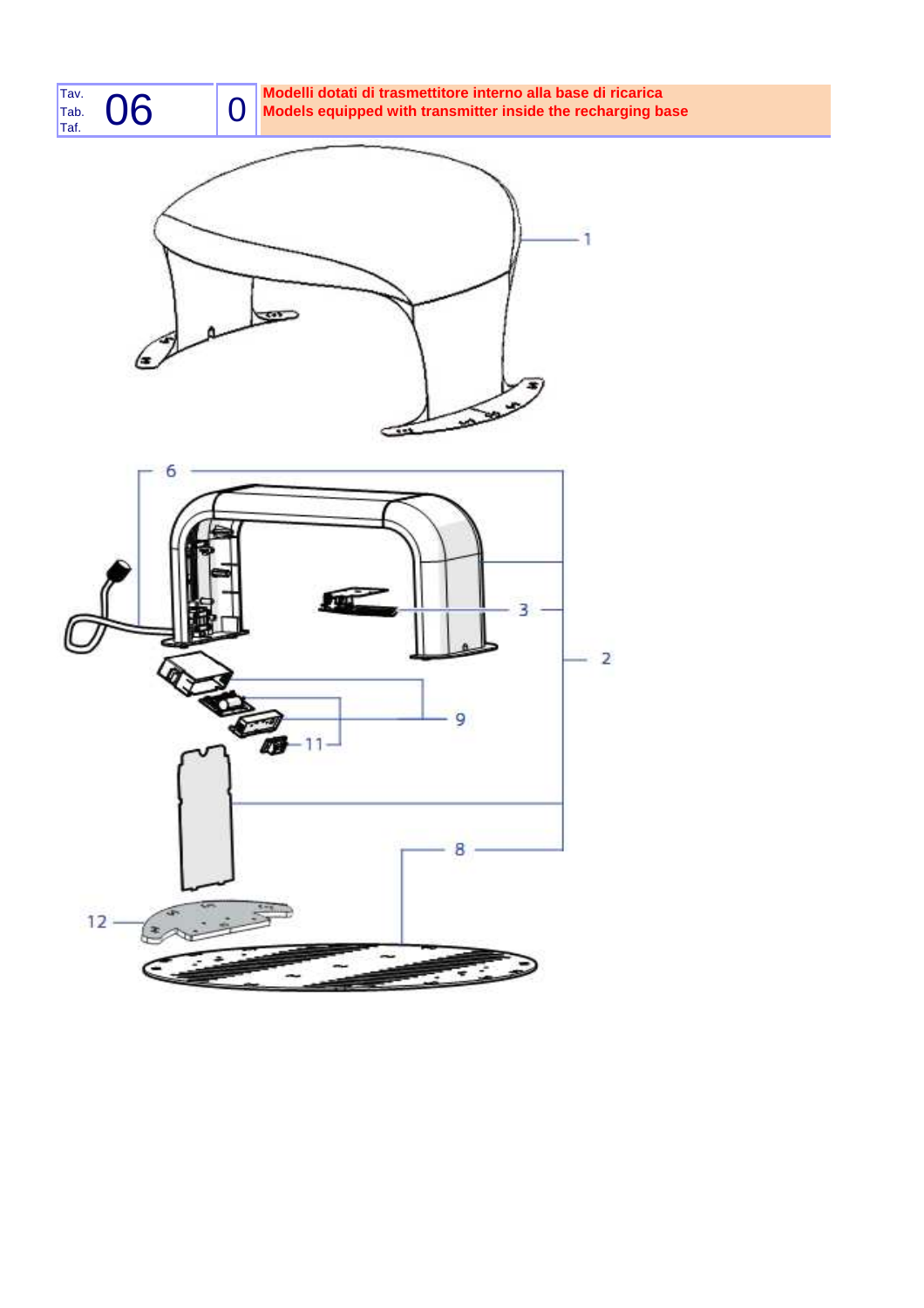| Tav. Tab. Taf. | 06 | 0 | Modelli dotati di trasmettitore interno alla base di ricarica<br>Models equipped with transmitter inside the recharging base |
| --- | --- | --- | --- |

1

6

3

2

9

11

8

12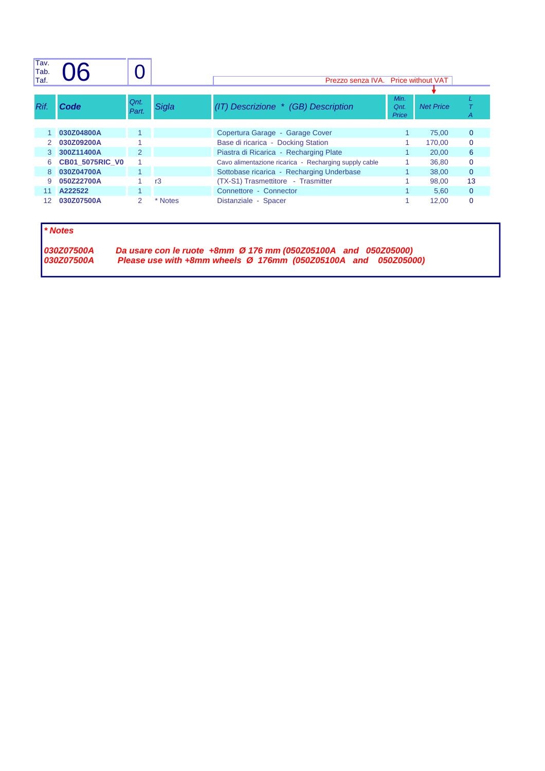| Tav. Tab. Taf. | 06 | 0 | | Prezzo senza IVA. Price without VAT | | | |
|---|---|---|---|---|---|---|---|
| **Rif.** | **Code** | **Qnt. Part.** | **Sigla** | **(IT) Descrizione * (GB) Description** | **Min. Qnt. Price** | **Net Price** | **L T A** |
| 1 | **030Z04800A** | 1 | | Copertura Garage - Garage Cover | 1 | 75,00 | 0 |
| 2 | **030Z09200A** | 1 | | Base di ricarica - Docking Station | 1 | 170,00 | 0 |
| 3 | **300Z11400A** | 2 | | Piastra di Ricarica - Recharging Plate | 1 | 20,00 | 6 |
| 6 | **CB01_5075RIC_V0** | 1 | | Cavo alimentazione ricarica - Recharging supply cable | 1 | 36,80 | 0 |
| 8 | **030Z04700A** | 1 | | Sottobase ricarica - Recharging Underbase | 1 | 38,00 | 0 |
| 9 | **050Z22700A** | 1 | r3 | (TX-S1) Trasmettitore - Trasmitter | 1 | 98,00 | 13 |
| 11 | **A222522** | 1 | | Connettore - Connector | 1 | 5,60 | 0 |
| 12 | **030Z07500A** | 2 | * Notes | Distanziale - Spacer | 1 | 12,00 | 0 |

***\* Notes***

***030Z07500A***    ***Da usare con le ruote +8mm Ø 176 mm (050Z05100A and 050Z05000)***
***030Z07500A***    ***Please use with +8mm wheels Ø 176mm (050Z05100A and 050Z05000)***